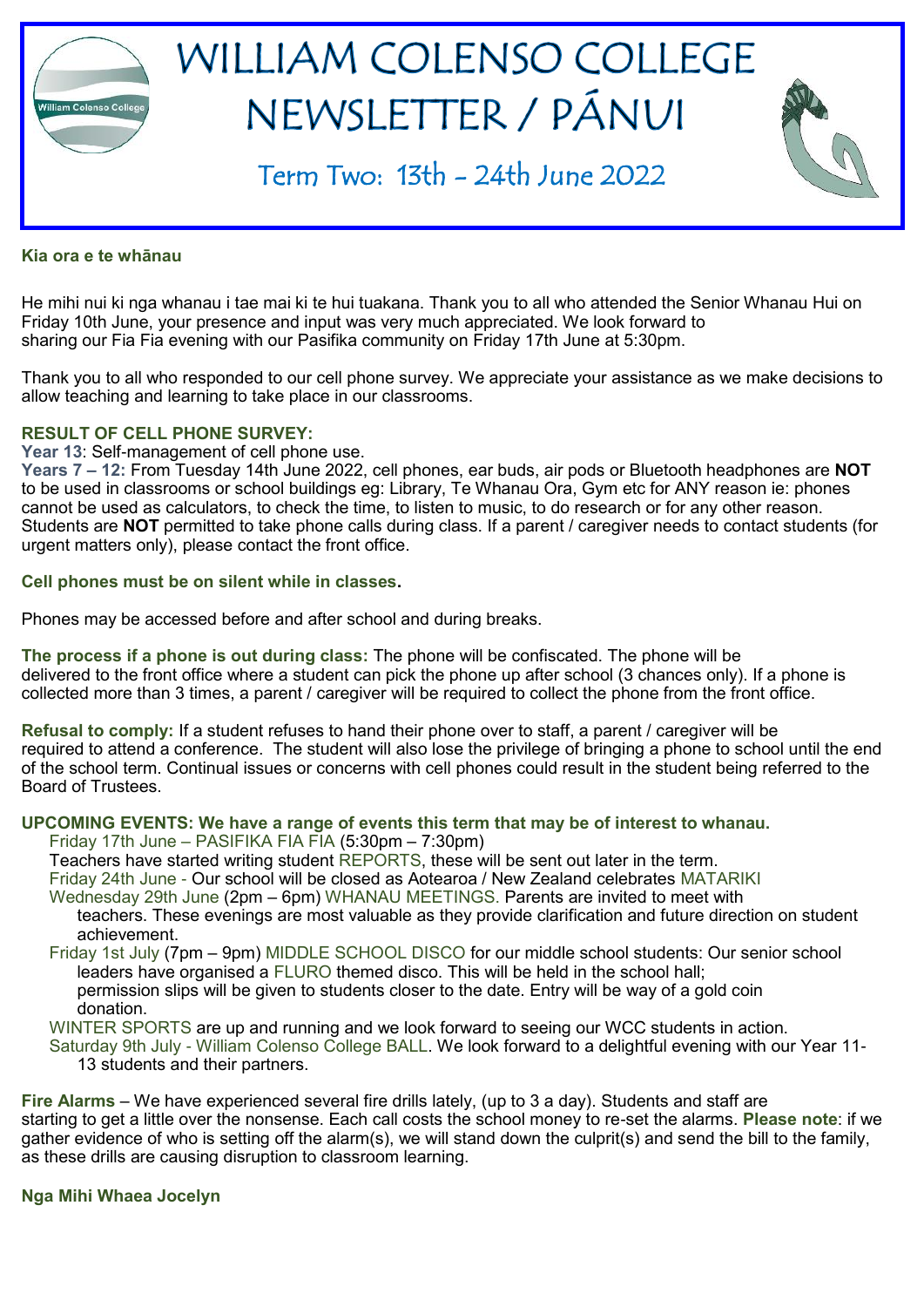# WILLIAM COLENSO COLLEGE NEWSLETTER / PÁNUI

## Term Two: 13th - 24th June 2022

**Kia ora e te whānau**

He mihi nui ki nga whanau i tae mai ki te hui tuakana. Thank you to all who attended the Senior Whanau Hui on Friday 10th June, your presence and input was very much appreciated. We look forward to sharing our Fia Fia evening with our Pasifika community on Friday 17th June at 5:30pm.

Thank you to all who responded to our cell phone survey. We appreciate your assistance as we make decisions to allow teaching and learning to take place in our classrooms.

**RESULT OF CELL PHONE SURVEY:**

**Year 13**: Self-management of cell phone use.

**Years 7 – 12:** From Tuesday 14th June 2022, cell phones, ear buds, air pods or Bluetooth headphones are **NOT** to be used in classrooms or school buildings eg: Library, Te Whanau Ora, Gym etc for ANY reason ie: phones cannot be used as calculators, to check the time, to listen to music, to do research or for any other reason. Students are **NOT** permitted to take phone calls during class. If a parent / caregiver needs to contact students (for urgent matters only), please contact the front office.

**Cell phones must be on silent while in classes.**

Phones may be accessed before and after school and during breaks.

**The process if a phone is out during class:** The phone will be confiscated. The phone will be delivered to the front office where a student can pick the phone up after school (3 chances only). If a phone is collected more than 3 times, a parent / caregiver will be required to collect the phone from the front office.

**Refusal to comply:** If a student refuses to hand their phone over to staff, a parent / caregiver will be required to attend a conference. The student will also lose the privilege of bringing a phone to school until the end of the school term. Continual issues or concerns with cell phones could result in the student being referred to the Board of Trustees.

**UPCOMING EVENTS: We have a range of events this term that may be of interest to whanau.**

- Friday 17th June – PASIFIKA FIA FIA (5:30pm – 7:30pm)
- Teachers have started writing student REPORTS, these will be sent out later in the term.
- Friday 24th June - Our school will be closed as Aotearoa / New Zealand celebrates MATARIKI
- Wednesday 29th June (2pm – 6pm) WHANAU MEETINGS. Parents are invited to meet with teachers. These evenings are most valuable as they provide clarification and future direction on student achievement.
- Friday 1st July (7pm – 9pm) MIDDLE SCHOOL DISCO for our middle school students: Our senior school leaders have organised a FLURO themed disco. This will be held in the school hall; permission slips will be given to students closer to the date. Entry will be way of a gold coin donation.
- WINTER SPORTS are up and running and we look forward to seeing our WCC students in action.
- Saturday 9th July - William Colenso College BALL. We look forward to a delightful evening with our Year 11-13 students and their partners.

**Fire Alarms** – We have experienced several fire drills lately, (up to 3 a day). Students and staff are starting to get a little over the nonsense. Each call costs the school money to re-set the alarms. **Please note**: if we gather evidence of who is setting off the alarm(s), we will stand down the culprit(s) and send the bill to the family, as these drills are causing disruption to classroom learning.

**Nga Mihi Whaea Jocelyn**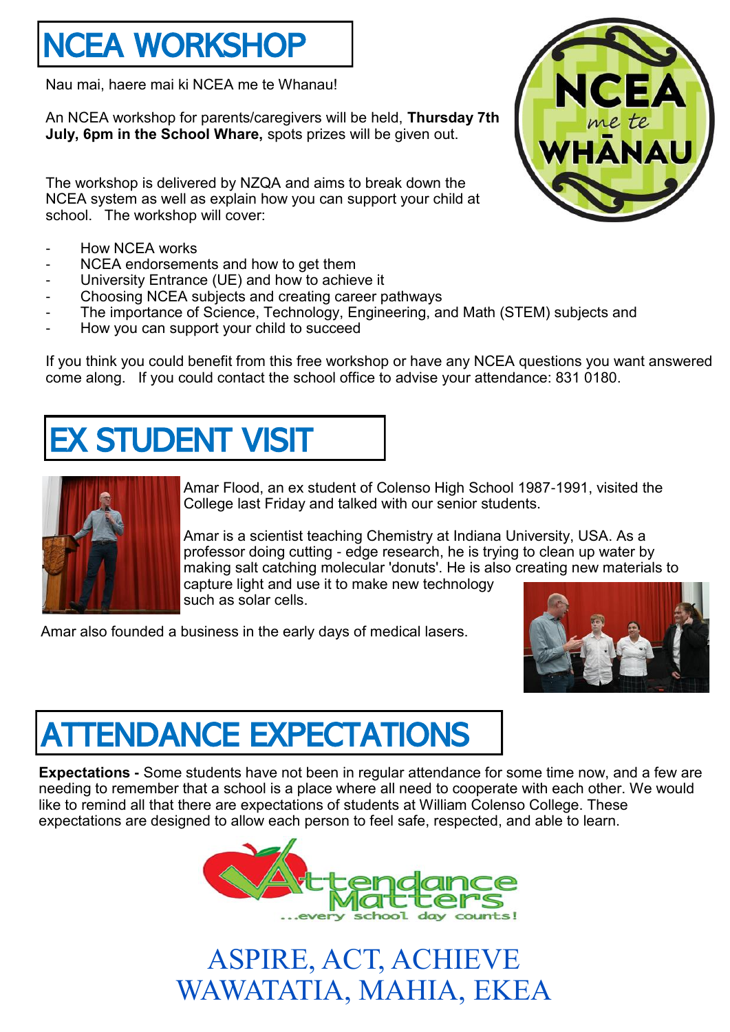# NCEA WORKSHOP

Nau mai, haere mai ki NCEA me te Whanau!

An NCEA workshop for parents/caregivers will be held, **Thursday 7th July, 6pm in the School Whare,** spots prizes will be given out.

The workshop is delivered by NZQA and aims to break down the NCEA system as well as explain how you can support your child at school. The workshop will cover:

- How NCEA works
- NCEA endorsements and how to get them
- University Entrance (UE) and how to achieve it
- Choosing NCEA subjects and creating career pathways
- The importance of Science, Technology, Engineering, and Math (STEM) subjects and
- How you can support your child to succeed

If you think you could benefit from this free workshop or have any NCEA questions you want answered come along. If you could contact the school office to advise your attendance: 831 0180.

# EX STUDENT VISIT

Amar Flood, an ex student of Colenso High School 1987-1991, visited the College last Friday and talked with our senior students.

Amar is a scientist teaching Chemistry at Indiana University, USA. As a professor doing cutting - edge research, he is trying to clean up water by making salt catching molecular 'donuts'. He is also creating new materials to capture light and use it to make new technology such as solar cells.

Amar also founded a business in the early days of medical lasers.

# ATTENDANCE EXPECTATIONS

**Expectations -** Some students have not been in regular attendance for some time now, and a few are needing to remember that a school is a place where all need to cooperate with each other. We would like to remind all that there are expectations of students at William Colenso College. These expectations are designed to allow each person to feel safe, respected, and able to learn.

ASPIRE, ACT, ACHIEVE
WAWATATIA, MAHIA, EKEA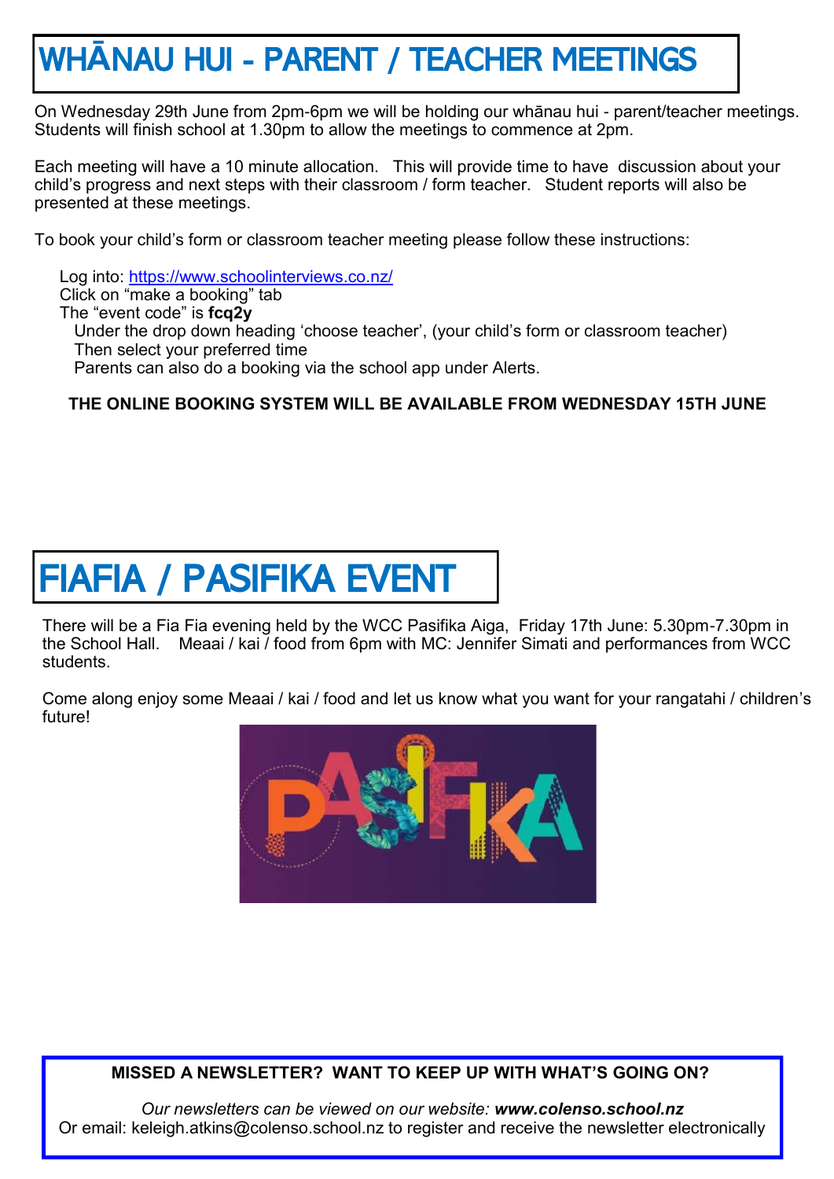# WHĀNAU HUI - PARENT / TEACHER MEETINGS

On Wednesday 29th June from 2pm-6pm we will be holding our whānau hui - parent/teacher meetings. Students will finish school at 1.30pm to allow the meetings to commence at 2pm.

Each meeting will have a 10 minute allocation. This will provide time to have discussion about your child's progress and next steps with their classroom / form teacher. Student reports will also be presented at these meetings.

To book your child's form or classroom teacher meeting please follow these instructions:

Log into: https://www.schoolinterviews.co.nz/
Click on "make a booking" tab
The "event code" is **fcq2y**
Under the drop down heading 'choose teacher', (your child's form or classroom teacher)
Then select your preferred time
Parents can also do a booking via the school app under Alerts.

**THE ONLINE BOOKING SYSTEM WILL BE AVAILABLE FROM WEDNESDAY 15TH JUNE**

# FIAFIA / PASIFIKA EVENT

There will be a Fia Fia evening held by the WCC Pasifika Aiga, Friday 17th June: 5.30pm-7.30pm in the School Hall. Meaai / kai / food from 6pm with MC: Jennifer Simati and performances from WCC students.

Come along enjoy some Meaai / kai / food and let us know what you want for your rangatahi / children's future!

**MISSED A NEWSLETTER? WANT TO KEEP UP WITH WHAT'S GOING ON?**

*Our newsletters can be viewed on our website:* ***www.colenso.school.nz***
Or email: keleigh.atkins@colenso.school.nz to register and receive the newsletter electronically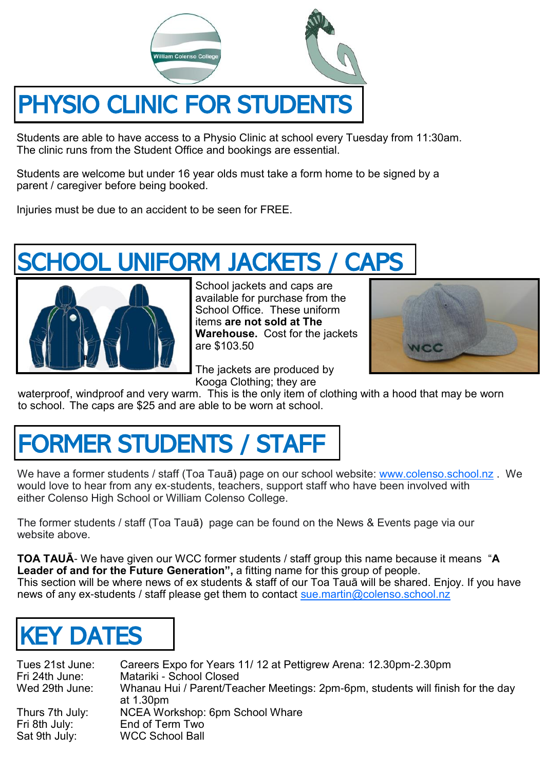# PHYSIO CLINIC FOR STUDENTS

Students are able to have access to a Physio Clinic at school every Tuesday from 11:30am. The clinic runs from the Student Office and bookings are essential.

Students are welcome but under 16 year olds must take a form home to be signed by a parent / caregiver before being booked.

Injuries must be due to an accident to be seen for FREE.

# SCHOOL UNIFORM JACKETS / CAPS

School jackets and caps are available for purchase from the School Office. These uniform items **are not sold at The Warehouse.** Cost for the jackets are $103.50

The jackets are produced by Kooga Clothing; they are waterproof, windproof and very warm. This is the only item of clothing with a hood that may be worn to school. The caps are $25 and are able to be worn at school.

# FORMER STUDENTS / STAFF

We have a former students / staff (Toa Tauā) page on our school website: www.colenso.school.nz . We would love to hear from any ex-students, teachers, support staff who have been involved with either Colenso High School or William Colenso College.

The former students / staff (Toa Tauā) page can be found on the News & Events page via our website above.

**TOA TAUĀ**- We have given our WCC former students / staff group this name because it means "**A Leader of and for the Future Generation",** a fitting name for this group of people.
This section will be where news of ex students & staff of our Toa Tauā will be shared. Enjoy. If you have news of any ex-students / staff please get them to contact sue.martin@colenso.school.nz

# KEY DATES

| | |
|---|---|
| Tues 21st June: | Careers Expo for Years 11/ 12 at Pettigrew Arena: 12.30pm-2.30pm |
| Fri 24th June: | Matariki - School Closed |
| Wed 29th June: | Whanau Hui / Parent/Teacher Meetings: 2pm-6pm, students will finish for the day at 1.30pm |
| Thurs 7th July: | NCEA Workshop: 6pm School Whare |
| Fri 8th July: | End of Term Two |
| Sat 9th July: | WCC School Ball |